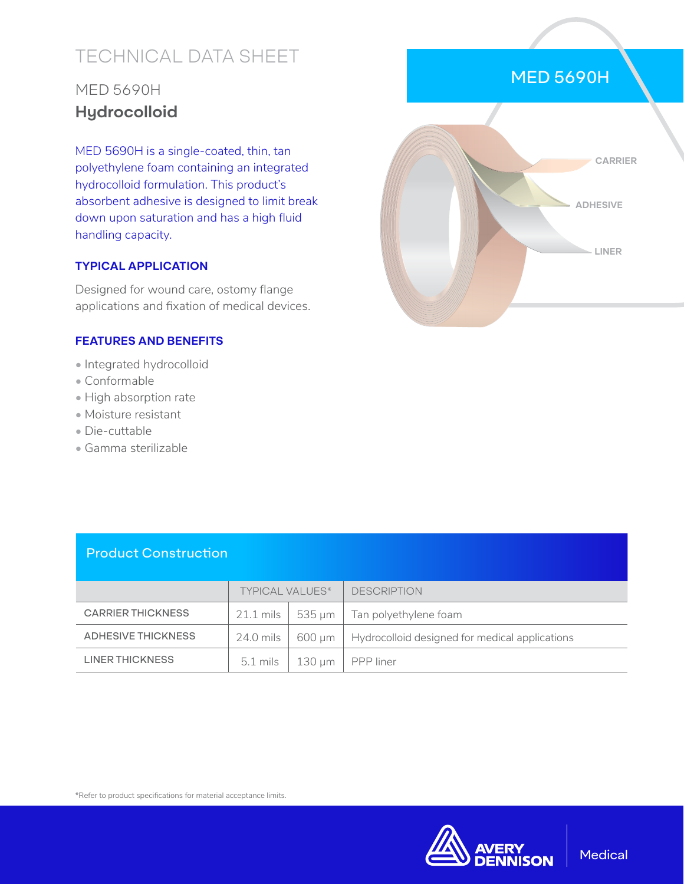# TECHNICAL DATA SHEET

## MED 5690H
## **Hydrocolloid**

MED 5690H is a single-coated, thin, tan polyethylene foam containing an integrated hydrocolloid formulation. This product's absorbent adhesive is designed to limit break down upon saturation and has a high fluid handling capacity.

### TYPICAL APPLICATION

Designed for wound care, ostomy flange applications and fixation of medical devices.

### FEATURES AND BENEFITS

- Integrated hydrocolloid
- Conformable
- High absorption rate
- Moisture resistant
- Die-cuttable
- Gamma sterilizable

MED 5690H

CARRIER

ADHESIVE

LINER

## Product Construction

| | TYPICAL VALUES* | | DESCRIPTION |
|---|---|---|---|
| CARRIER THICKNESS | 21.1 mils | 535 µm | Tan polyethylene foam |
| ADHESIVE THICKNESS | 24.0 mils | 600 µm | Hydrocolloid designed for medical applications |
| LINER THICKNESS | 5.1 mils | 130 µm | PPP liner |

*Refer to product specifications for material acceptance limits.

AVERY DENNISON Medical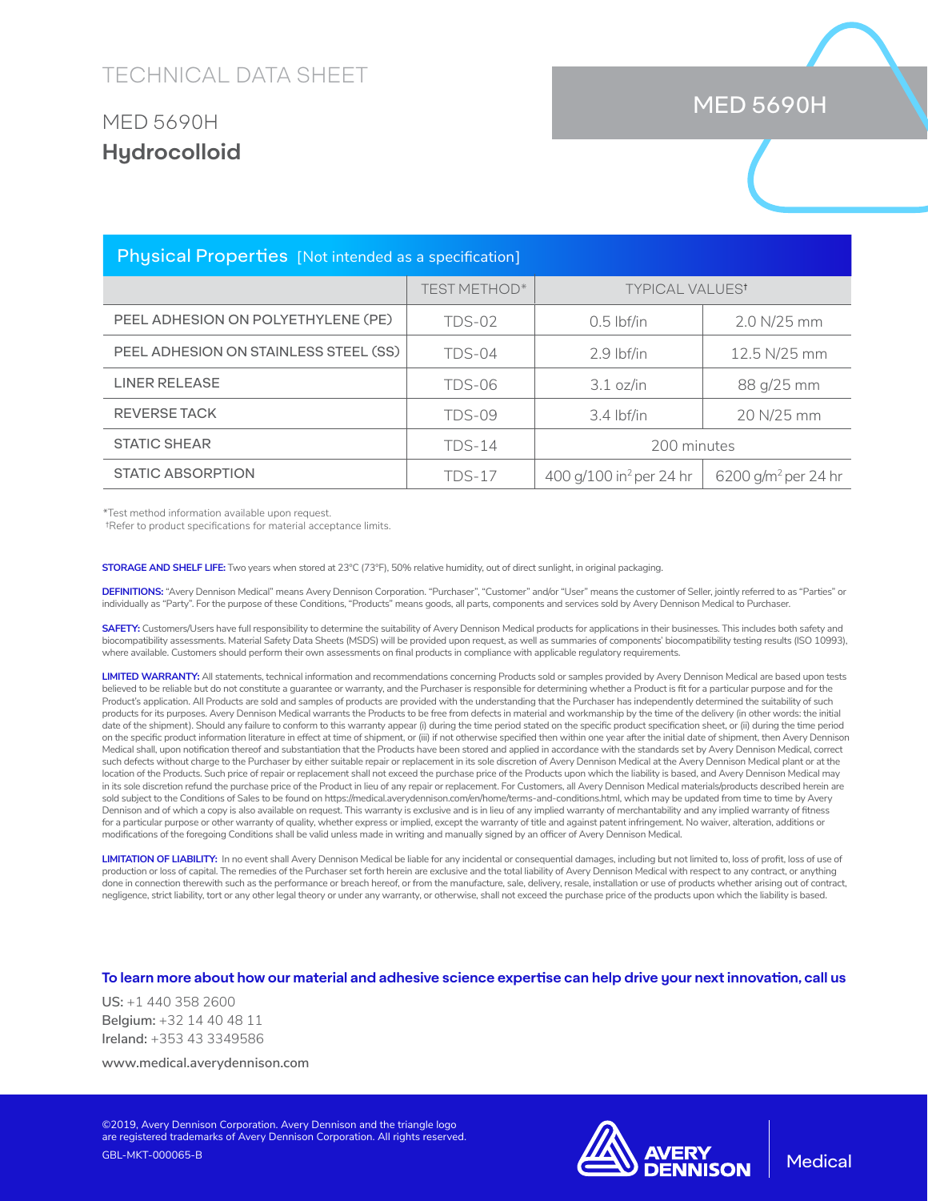# TECHNICAL DATA SHEET

MED 5690H

## Hydrocolloid

MED 5690H

## Physical Properties [Not intended as a specification]

| | TEST METHOD* | TYPICAL VALUES† | |
|---|---|---|---|
| PEEL ADHESION ON POLYETHYLENE (PE) | TDS-02 | 0.5 lbf/in | 2.0 N/25 mm |
| PEEL ADHESION ON STAINLESS STEEL (SS) | TDS-04 | 2.9 lbf/in | 12.5 N/25 mm |
| LINER RELEASE | TDS-06 | 3.1 oz/in | 88 g/25 mm |
| REVERSE TACK | TDS-09 | 3.4 lbf/in | 20 N/25 mm |
| STATIC SHEAR | TDS-14 | 200 minutes | |
| STATIC ABSORPTION | TDS-17 | 400 g/100 $in^2$ per 24 hr | 6200 $g/m^2$ per 24 hr |

*Test method information available upon request.
†Refer to product specifications for material acceptance limits.

**STORAGE AND SHELF LIFE:** Two years when stored at 23°C (73°F), 50% relative humidity, out of direct sunlight, in original packaging.

**DEFINITIONS:** "Avery Dennison Medical" means Avery Dennison Corporation. "Purchaser", "Customer" and/or "User" means the customer of Seller, jointly referred to as "Parties" or individually as "Party". For the purpose of these Conditions, "Products" means goods, all parts, components and services sold by Avery Dennison Medical to Purchaser.

**SAFETY:** Customers/Users have full responsibility to determine the suitability of Avery Dennison Medical products for applications in their businesses. This includes both safety and biocompatibility assessments. Material Safety Data Sheets (MSDS) will be provided upon request, as well as summaries of components' biocompatibility testing results (ISO 10993), where available. Customers should perform their own assessments on final products in compliance with applicable regulatory requirements.

**LIMITED WARRANTY:** All statements, technical information and recommendations concerning Products sold or samples provided by Avery Dennison Medical are based upon tests believed to be reliable but do not constitute a guarantee or warranty, and the Purchaser is responsible for determining whether a Product is fit for a particular purpose and for the Product's application. All Products are sold and samples of products are provided with the understanding that the Purchaser has independently determined the suitability of such products for its purposes. Avery Dennison Medical warrants the Products to be free from defects in material and workmanship by the time of the delivery (in other words: the initial date of the shipment). Should any failure to conform to this warranty appear (i) during the time period stated on the specific product specification sheet, or (ii) during the time period on the specific product information literature in effect at time of shipment, or (iii) if not otherwise specified then within one year after the initial date of shipment, then Avery Dennison Medical shall, upon notification thereof and substantiation that the Products have been stored and applied in accordance with the standards set by Avery Dennison Medical, correct such defects without charge to the Purchaser by either suitable repair or replacement in its sole discretion of Avery Dennison Medical at the Avery Dennison Medical plant or at the location of the Products. Such price of repair or replacement shall not exceed the purchase price of the Products upon which the liability is based, and Avery Dennison Medical may in its sole discretion refund the purchase price of the Product in lieu of any repair or replacement. For Customers, all Avery Dennison Medical materials/products described herein are sold subject to the Conditions of Sales to be found on https://medical.averydennison.com/en/home/terms-and-conditions.html, which may be updated from time to time by Avery Dennison and of which a copy is also available on request. This warranty is exclusive and is in lieu of any implied warranty of merchantability and any implied warranty of fitness for a particular purpose or other warranty of quality, whether express or implied, except the warranty of title and against patent infringement. No waiver, alteration, additions or modifications of the foregoing Conditions shall be valid unless made in writing and manually signed by an officer of Avery Dennison Medical.

**LIMITATION OF LIABILITY:** In no event shall Avery Dennison Medical be liable for any incidental or consequential damages, including but not limited to, loss of profit, loss of use of production or loss of capital. The remedies of the Purchaser set forth herein are exclusive and the total liability of Avery Dennison Medical with respect to any contract, or anything done in connection therewith such as the performance or breach hereof, or from the manufacture, sale, delivery, resale, installation or use of products whether arising out of contract, negligence, strict liability, tort or any other legal theory or under any warranty, or otherwise, shall not exceed the purchase price of the products upon which the liability is based.

**To learn more about how our material and adhesive science expertise can help drive your next innovation, call us**

**US:** +1 440 358 2600
**Belgium:** +32 14 40 48 11
**Ireland:** +353 43 3349586

**www.medical.averydennison.com**

©2019, Avery Dennison Corporation. Avery Dennison and the triangle logo are registered trademarks of Avery Dennison Corporation. All rights reserved.

GBL-MKT-000065-B

AVERY DENNISON Medical